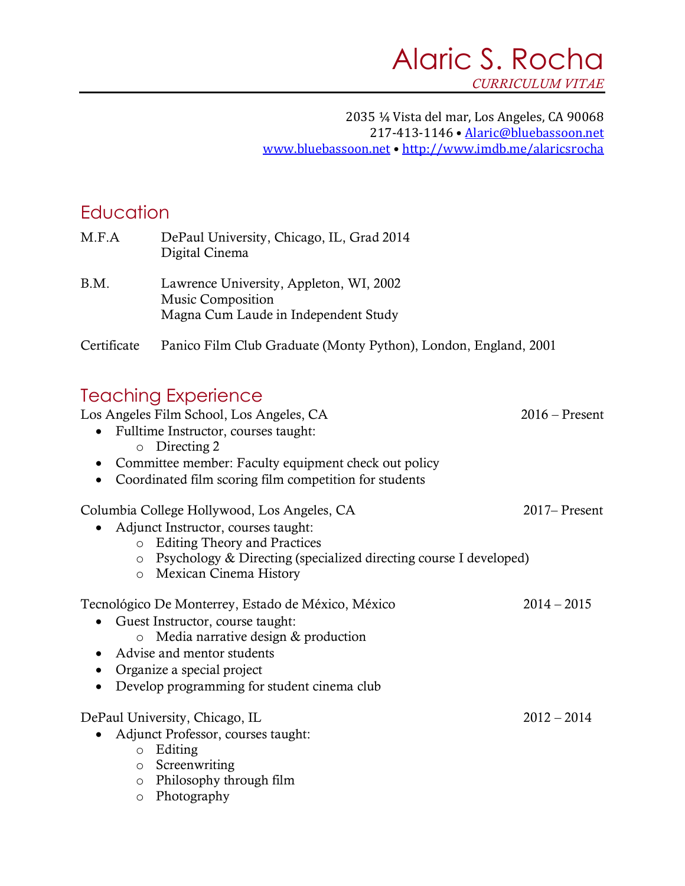# Alaric S. Rocha

*CURRICULUM VITAE*

2035 ¼ Vista del mar, Los Angeles, CA 90068
217-413-1146 • Alaric@bluebassoon.net
www.bluebassoon.net • http://www.imdb.me/alaricsrocha

## Education

M.F.A — DePaul University, Chicago, IL, Grad 2014
Digital Cinema

B.M. — Lawrence University, Appleton, WI, 2002
Music Composition
Magna Cum Laude in Independent Study

Certificate — Panico Film Club Graduate (Monty Python), London, England, 2001

## Teaching Experience

Los Angeles Film School, Los Angeles, CA — 2016 – Present

- Fulltime Instructor, courses taught:
  - Directing 2
- Committee member: Faculty equipment check out policy
- Coordinated film scoring film competition for students

Columbia College Hollywood, Los Angeles, CA — 2017– Present

- Adjunct Instructor, courses taught:
  - Editing Theory and Practices
  - Psychology & Directing (specialized directing course I developed)
  - Mexican Cinema History

Tecnológico De Monterrey, Estado de México, México — 2014 – 2015

- Guest Instructor, course taught:
  - Media narrative design & production
- Advise and mentor students
- Organize a special project
- Develop programming for student cinema club

DePaul University, Chicago, IL — 2012 – 2014

- Adjunct Professor, courses taught:
  - Editing
  - Screenwriting
  - Philosophy through film
  - Photography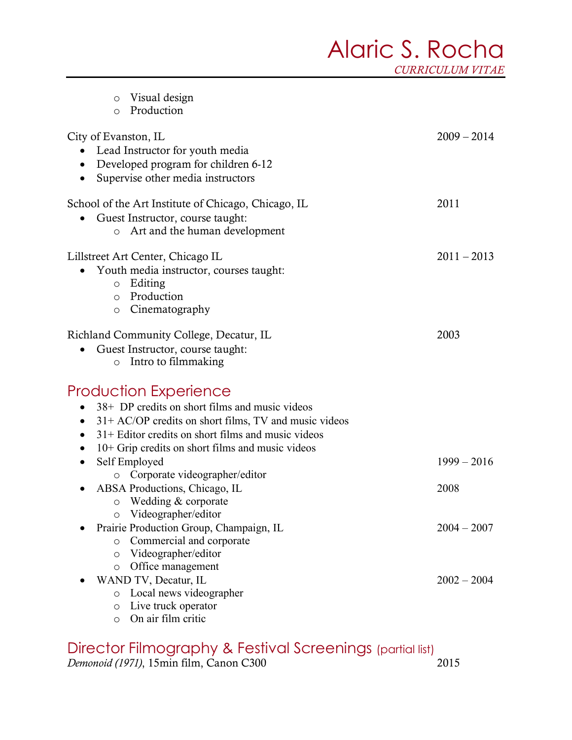- Visual design
- Production

City of Evanston, IL 2009 – 2014

- Lead Instructor for youth media
- Developed program for children 6-12
- Supervise other media instructors

School of the Art Institute of Chicago, Chicago, IL 2011

- Guest Instructor, course taught:
  - Art and the human development

Lillstreet Art Center, Chicago IL 2011 – 2013

- Youth media instructor, courses taught:
  - Editing
  - Production
  - Cinematography

Richland Community College, Decatur, IL 2003

- Guest Instructor, course taught:
  - Intro to filmmaking

## Production Experience

- 38+ DP credits on short films and music videos
- 31+ AC/OP credits on short films, TV and music videos
- 31+ Editor credits on short films and music videos
- 10+ Grip credits on short films and music videos
- Self Employed 1999 – 2016
  - Corporate videographer/editor
- ABSA Productions, Chicago, IL 2008
  - Wedding & corporate
  - Videographer/editor
- Prairie Production Group, Champaign, IL 2004 – 2007
  - Commercial and corporate
  - Videographer/editor
  - Office management
- WAND TV, Decatur, IL 2002 – 2004
  - Local news videographer
  - Live truck operator
  - On air film critic

## Director Filmography & Festival Screenings (partial list)

*Demonoid (1971)*, 15min film, Canon C300 2015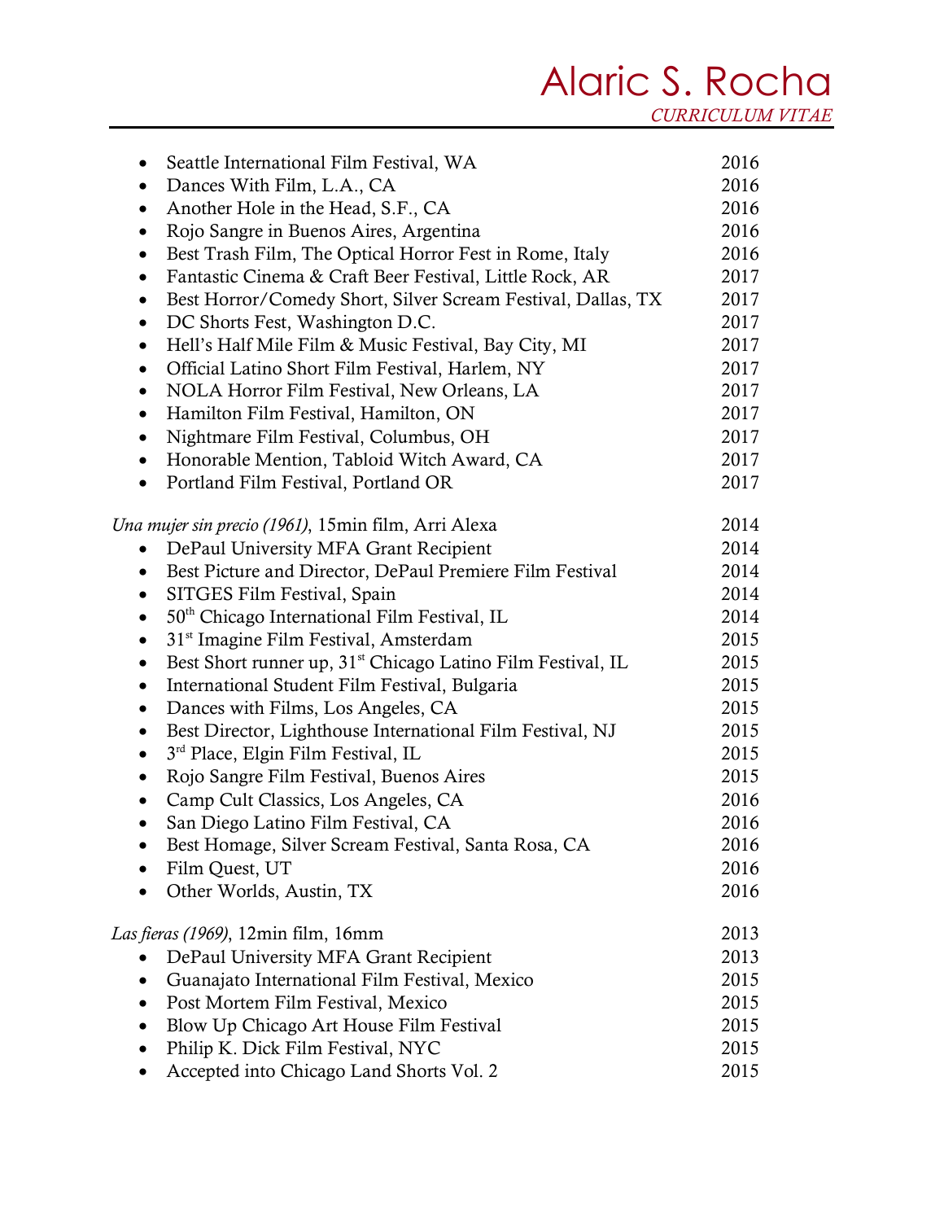- Seattle International Film Festival, WA 2016
- Dances With Film, L.A., CA 2016
- Another Hole in the Head, S.F., CA 2016
- Rojo Sangre in Buenos Aires, Argentina 2016
- Best Trash Film, The Optical Horror Fest in Rome, Italy 2016
- Fantastic Cinema & Craft Beer Festival, Little Rock, AR 2017
- Best Horror/Comedy Short, Silver Scream Festival, Dallas, TX 2017
- DC Shorts Fest, Washington D.C. 2017
- Hell's Half Mile Film & Music Festival, Bay City, MI 2017
- Official Latino Short Film Festival, Harlem, NY 2017
- NOLA Horror Film Festival, New Orleans, LA 2017
- Hamilton Film Festival, Hamilton, ON 2017
- Nightmare Film Festival, Columbus, OH 2017
- Honorable Mention, Tabloid Witch Award, CA 2017
- Portland Film Festival, Portland OR 2017

*Una mujer sin precio (1961)*, 15min film, Arri Alexa 2014

- DePaul University MFA Grant Recipient 2014
- Best Picture and Director, DePaul Premiere Film Festival 2014
- SITGES Film Festival, Spain 2014
- 50th Chicago International Film Festival, IL 2014
- 31st Imagine Film Festival, Amsterdam 2015
- Best Short runner up, 31st Chicago Latino Film Festival, IL 2015
- International Student Film Festival, Bulgaria 2015
- Dances with Films, Los Angeles, CA 2015
- Best Director, Lighthouse International Film Festival, NJ 2015
- 3rd Place, Elgin Film Festival, IL 2015
- Rojo Sangre Film Festival, Buenos Aires 2015
- Camp Cult Classics, Los Angeles, CA 2016
- San Diego Latino Film Festival, CA 2016
- Best Homage, Silver Scream Festival, Santa Rosa, CA 2016
- Film Quest, UT 2016
- Other Worlds, Austin, TX 2016

*Las fieras (1969)*, 12min film, 16mm 2013

- DePaul University MFA Grant Recipient 2013
- Guanajato International Film Festival, Mexico 2015
- Post Mortem Film Festival, Mexico 2015
- Blow Up Chicago Art House Film Festival 2015
- Philip K. Dick Film Festival, NYC 2015
- Accepted into Chicago Land Shorts Vol. 2 2015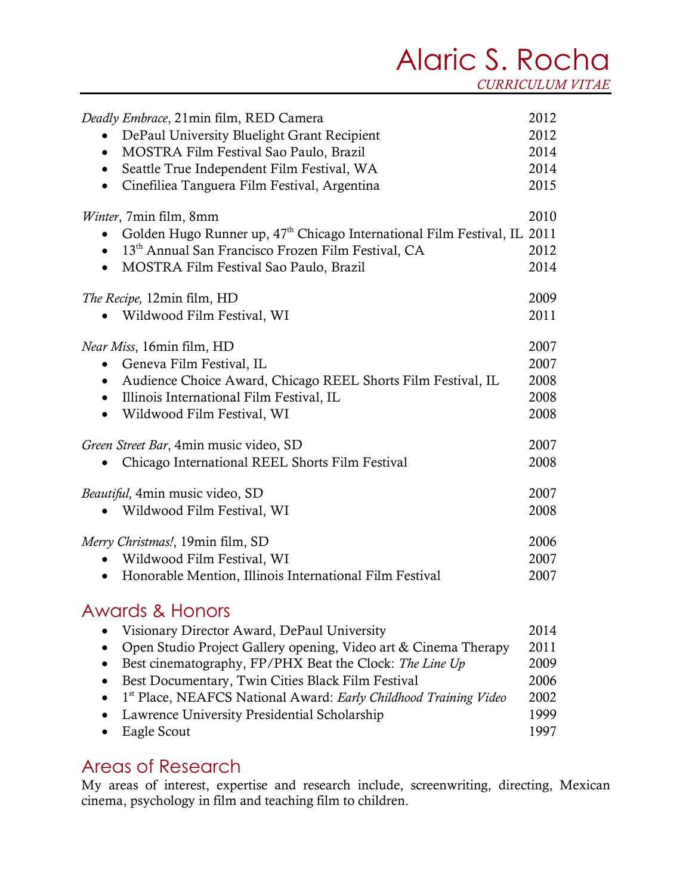Alaric S. Rocha

*CURRICULUM VITAE*

*Deadly Embrace*, 21min film, RED Camera 2012

- DePaul University Bluelight Grant Recipient 2012
- MOSTRA Film Festival Sao Paulo, Brazil 2014
- Seattle True Independent Film Festival, WA 2014
- Cinefiliea Tanguera Film Festival, Argentina 2015

*Winter*, 7min film, 8mm 2010

- Golden Hugo Runner up, 47th Chicago International Film Festival, IL 2011
- 13th Annual San Francisco Frozen Film Festival, CA 2012
- MOSTRA Film Festival Sao Paulo, Brazil 2014

*The Recipe,* 12min film, HD 2009

- Wildwood Film Festival, WI 2011

*Near Miss*, 16min film, HD 2007

- Geneva Film Festival, IL 2007
- Audience Choice Award, Chicago REEL Shorts Film Festival, IL 2008
- Illinois International Film Festival, IL 2008
- Wildwood Film Festival, WI 2008

*Green Street Bar*, 4min music video, SD 2007

- Chicago International REEL Shorts Film Festival 2008

*Beautiful,* 4min music video, SD 2007

- Wildwood Film Festival, WI 2008

*Merry Christmas!*, 19min film, SD 2006

- Wildwood Film Festival, WI 2007
- Honorable Mention, Illinois International Film Festival 2007

## Awards & Honors

- Visionary Director Award, DePaul University 2014
- Open Studio Project Gallery opening, Video art & Cinema Therapy 2011
- Best cinematography, FP/PHX Beat the Clock: *The Line Up* 2009
- Best Documentary, Twin Cities Black Film Festival 2006
- 1st Place, NEAFCS National Award: *Early Childhood Training Video* 2002
- Lawrence University Presidential Scholarship 1999
- Eagle Scout 1997

## Areas of Research

My areas of interest, expertise and research include, screenwriting, directing, Mexican cinema, psychology in film and teaching film to children.